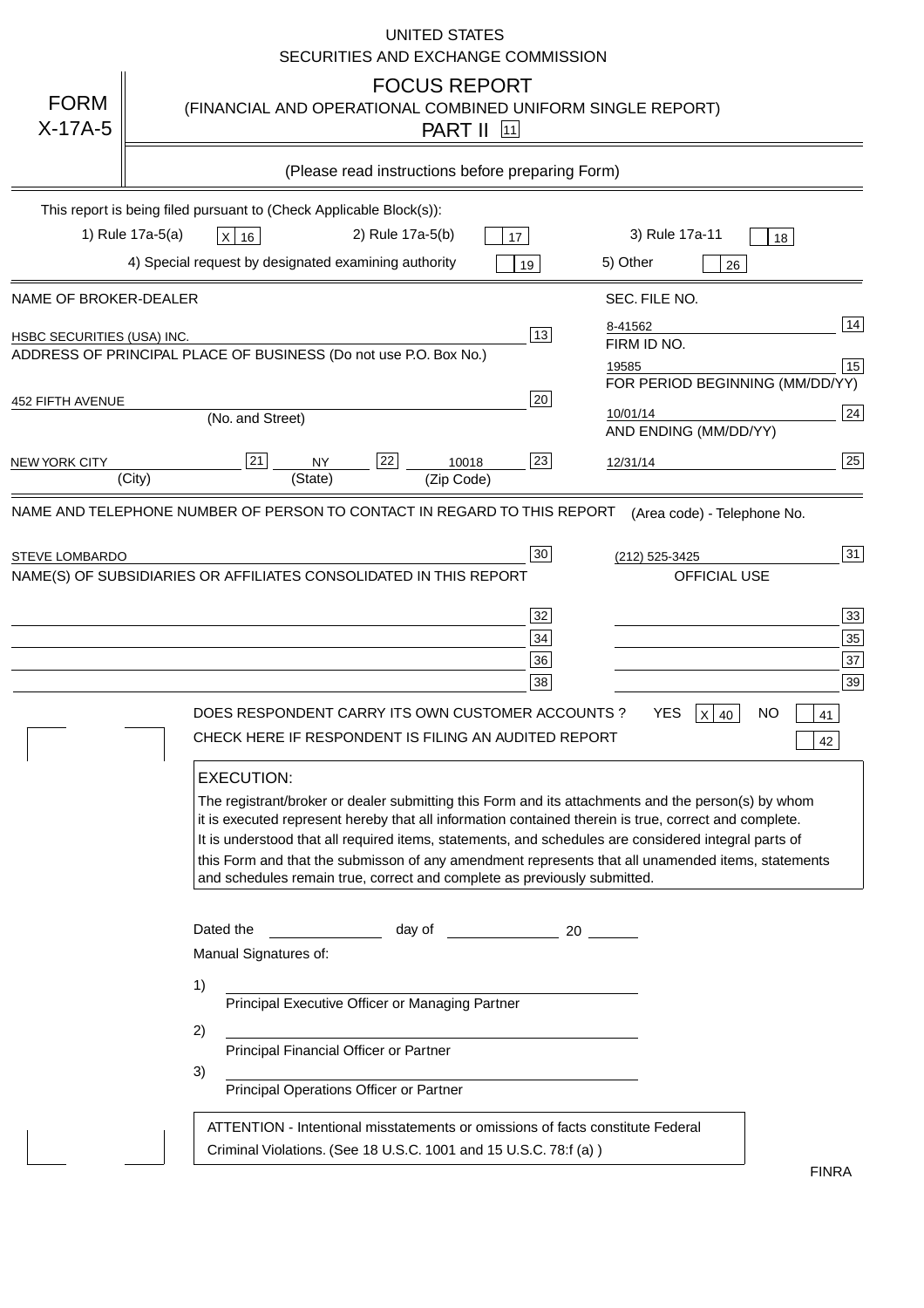UNITED STATES
SECURITIES AND EXCHANGE COMMISSION

# FORM X-17A-5

## FOCUS REPORT
(FINANCIAL AND OPERATIONAL COMBINED UNIFORM SINGLE REPORT)

PART II [11]

(Please read instructions before preparing Form)

This report is being filed pursuant to (Check Applicable Block(s)):

1) Rule 17a-5(a) [X] 16    2) Rule 17a-5(b) [ ] 17    3) Rule 17a-11 [ ] 18

4) Special request by designated examining authority [ ] 19    5) Other [ ] 26

| NAME OF BROKER-DEALER | | SEC. FILE NO. | |
|---|---|---|---|
| HSBC SECURITIES (USA) INC. | 13 | 8-41562 | 14 |
| ADDRESS OF PRINCIPAL PLACE OF BUSINESS (Do not use P.O. Box No.) | | FIRM ID NO. | |
| | | 19585 | 15 |
| 452 FIFTH AVENUE (No. and Street) | 20 | FOR PERIOD BEGINNING (MM/DD/YY) | |
| | | 10/01/14 | 24 |
| NEW YORK CITY (City) [21] NY (State) [22] 10018 (Zip Code) | 23 | AND ENDING (MM/DD/YY) | |
| | | 12/31/14 | 25 |

NAME AND TELEPHONE NUMBER OF PERSON TO CONTACT IN REGARD TO THIS REPORT — (Area code) - Telephone No.

STEVE LOMBARDO [30] — (212) 525-3425 [31]

NAME(S) OF SUBSIDIARIES OR AFFILIATES CONSOLIDATED IN THIS REPORT — OFFICIAL USE

| | | | |
|---|---|---|---|
| | 32 | | 33 |
| | 34 | | 35 |
| | 36 | | 37 |
| | 38 | | 39 |

DOES RESPONDENT CARRY ITS OWN CUSTOMER ACCOUNTS ? YES [X] 40 NO [ ] 41

CHECK HERE IF RESPONDENT IS FILING AN AUDITED REPORT [ ] 42

**EXECUTION:**

The registrant/broker or dealer submitting this Form and its attachments and the person(s) by whom it is executed represent hereby that all information contained therein is true, correct and complete. It is understood that all required items, statements, and schedules are considered integral parts of this Form and that the submisson of any amendment represents that all unamended items, statements and schedules remain true, correct and complete as previously submitted.

Dated the ______ day of ______ 20 ____

Manual Signatures of:

1) ______________________________
Principal Executive Officer or Managing Partner

2) ______________________________
Principal Financial Officer or Partner

3) ______________________________
Principal Operations Officer or Partner

ATTENTION - Intentional misstatements or omissions of facts constitute Federal Criminal Violations. (See 18 U.S.C. 1001 and 15 U.S.C. 78:f (a) )

FINRA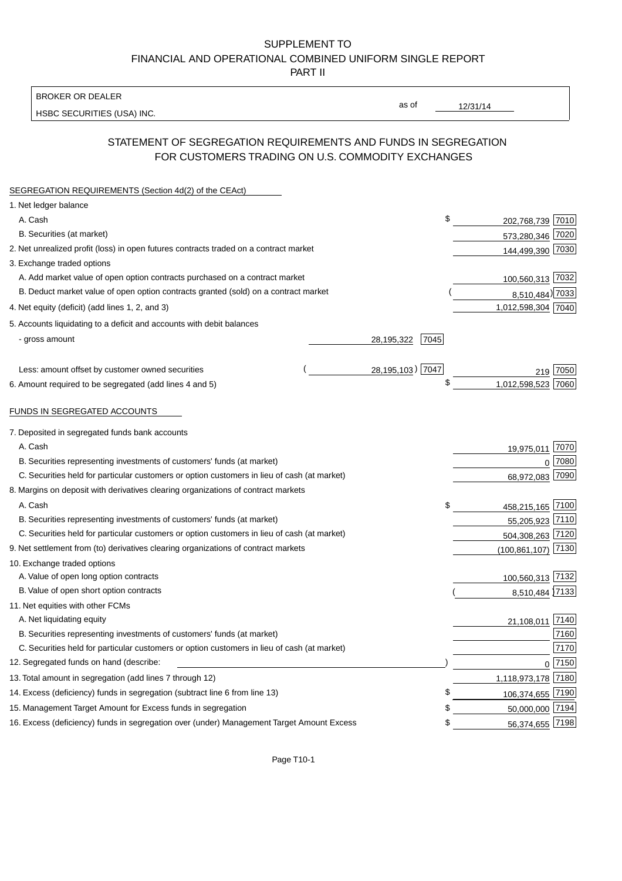SUPPLEMENT TO
FINANCIAL AND OPERATIONAL COMBINED UNIFORM SINGLE REPORT
PART II

BROKER OR DEALER

HSBC SECURITIES (USA) INC. as of 12/31/14

## STATEMENT OF SEGREGATION REQUIREMENTS AND FUNDS IN SEGREGATION FOR CUSTOMERS TRADING ON U.S. COMMODITY EXCHANGES

SEGREGATION REQUIREMENTS (Section 4d(2) of the CEAct)

| Item | | | Amount | Code |
|---|---|---|---|---|
| 1. Net ledger balance | | | | |
| A. Cash | | | $ 202,768,739 | 7010 |
| B. Securities (at market) | | | 573,280,346 | 7020 |
| 2. Net unrealized profit (loss) in open futures contracts traded on a contract market | | | 144,499,390 | 7030 |
| 3. Exchange traded options | | | | |
| A. Add market value of open option contracts purchased on a contract market | | | 100,560,313 | 7032 |
| B. Deduct market value of open option contracts granted (sold) on a contract market | | | (8,510,484) | 7033 |
| 4. Net equity (deficit) (add lines 1, 2, and 3) | | | 1,012,598,304 | 7040 |
| 5. Accounts liquidating to a deficit and accounts with debit balances | | | | |
| - gross amount | 28,195,322 | 7045 | | |
| Less: amount offset by customer owned securities | (28,195,103) | 7047 | 219 | 7050 |
| 6. Amount required to be segregated (add lines 4 and 5) | | | $ 1,012,598,523 | 7060 |

FUNDS IN SEGREGATED ACCOUNTS

| Item | Amount | Code |
|---|---|---|
| 7. Deposited in segregated funds bank accounts | | |
| A. Cash | 19,975,011 | 7070 |
| B. Securities representing investments of customers' funds (at market) | 0 | 7080 |
| C. Securities held for particular customers or option customers in lieu of cash (at market) | 68,972,083 | 7090 |
| 8. Margins on deposit with derivatives clearing organizations of contract markets | | |
| A. Cash | $ 458,215,165 | 7100 |
| B. Securities representing investments of customers' funds (at market) | 55,205,923 | 7110 |
| C. Securities held for particular customers or option customers in lieu of cash (at market) | 504,308,263 | 7120 |
| 9. Net settlement from (to) derivatives clearing organizations of contract markets | (100,861,107) | 7130 |
| 10. Exchange traded options | | |
| A. Value of open long option contracts | 100,560,313 | 7132 |
| B. Value of open short option contracts | (8,510,484) | 7133 |
| 11. Net equities with other FCMs | | |
| A. Net liquidating equity | 21,108,011 | 7140 |
| B. Securities representing investments of customers' funds (at market) | | 7160 |
| C. Securities held for particular customers or option customers in lieu of cash (at market) | | 7170 |
| 12. Segregated funds on hand (describe: ) | 0 | 7150 |
| 13. Total amount in segregation (add lines 7 through 12) | 1,118,973,178 | 7180 |
| 14. Excess (deficiency) funds in segregation (subtract line 6 from line 13) | $ 106,374,655 | 7190 |
| 15. Management Target Amount for Excess funds in segregation | $ 50,000,000 | 7194 |
| 16. Excess (deficiency) funds in segregation over (under) Management Target Amount Excess | $ 56,374,655 | 7198 |

Page T10-1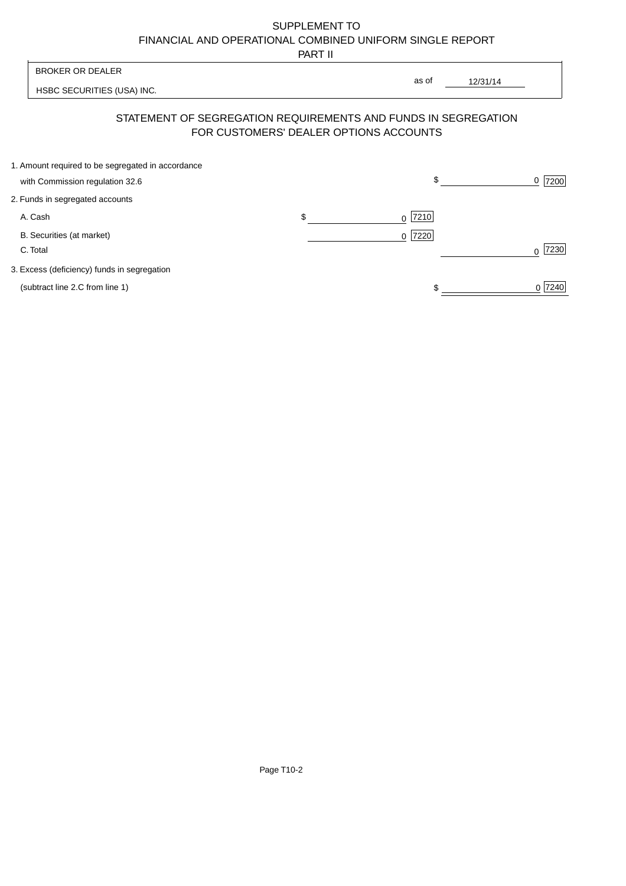SUPPLEMENT TO
FINANCIAL AND OPERATIONAL COMBINED UNIFORM SINGLE REPORT
PART II

| BROKER OR DEALER | |
|---|---|
| HSBC SECURITIES (USA) INC. | as of 12/31/14 |

## STATEMENT OF SEGREGATION REQUIREMENTS AND FUNDS IN SEGREGATION FOR CUSTOMERS' DEALER OPTIONS ACCOUNTS

| | | |
|---|---|---|
| 1. Amount required to be segregated in accordance with Commission regulation 32.6 | | $ 0 [7200] |
| 2. Funds in segregated accounts | | |
| A. Cash | $ 0 [7210] | |
| B. Securities (at market) | 0 [7220] | |
| C. Total | | 0 [7230] |
| 3. Excess (deficiency) funds in segregation (subtract line 2.C from line 1) | | $ 0 [7240] |

Page T10-2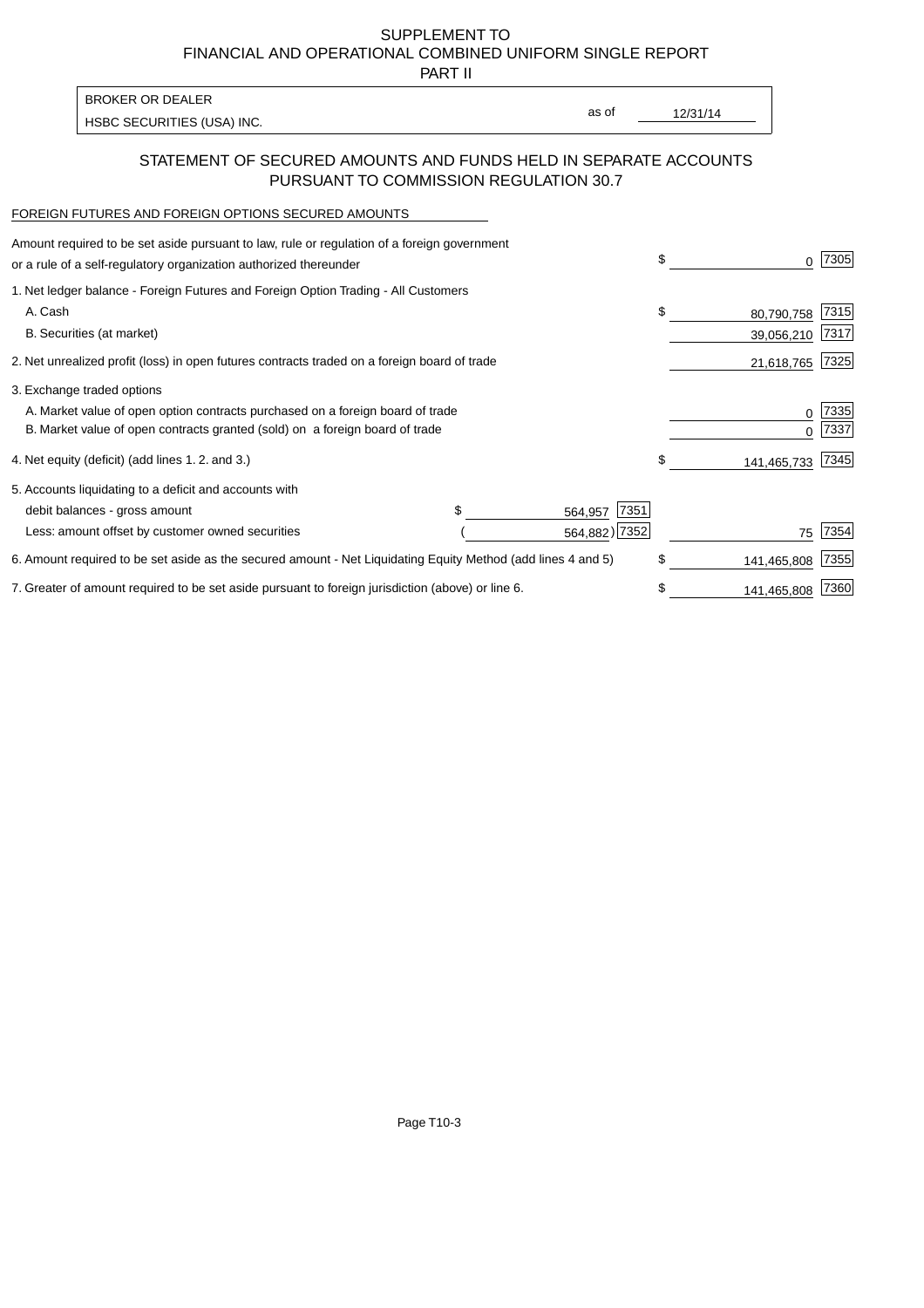SUPPLEMENT TO
FINANCIAL AND OPERATIONAL COMBINED UNIFORM SINGLE REPORT
PART II

| BROKER OR DEALER | | |
|---|---|---|
| HSBC SECURITIES (USA) INC. | as of | 12/31/14 |

## STATEMENT OF SECURED AMOUNTS AND FUNDS HELD IN SEPARATE ACCOUNTS PURSUANT TO COMMISSION REGULATION 30.7

FOREIGN FUTURES AND FOREIGN OPTIONS SECURED AMOUNTS

| Description | | | Amount | Code |
|---|---|---|---|---|
| Amount required to be set aside pursuant to law, rule or regulation of a foreign government or a rule of a self-regulatory organization authorized thereunder | | | $ 0 | 7305 |
| 1. Net ledger balance - Foreign Futures and Foreign Option Trading - All Customers | | | | |
| A. Cash | | | $ 80,790,758 | 7315 |
| B. Securities (at market) | | | 39,056,210 | 7317 |
| 2. Net unrealized profit (loss) in open futures contracts traded on a foreign board of trade | | | 21,618,765 | 7325 |
| 3. Exchange traded options | | | | |
| A. Market value of open option contracts purchased on a foreign board of trade | | | 0 | 7335 |
| B. Market value of open contracts granted (sold) on a foreign board of trade | | | 0 | 7337 |
| 4. Net equity (deficit) (add lines 1. 2. and 3.) | | | $ 141,465,733 | 7345 |
| 5. Accounts liquidating to a deficit and accounts with | | | | |
| debit balances - gross amount | $ 564,957 | 7351 | | |
| Less: amount offset by customer owned securities | ( 564,882) | 7352 | 75 | 7354 |
| 6. Amount required to be set aside as the secured amount - Net Liquidating Equity Method (add lines 4 and 5) | | | $ 141,465,808 | 7355 |
| 7. Greater of amount required to be set aside pursuant to foreign jurisdiction (above) or line 6. | | | $ 141,465,808 | 7360 |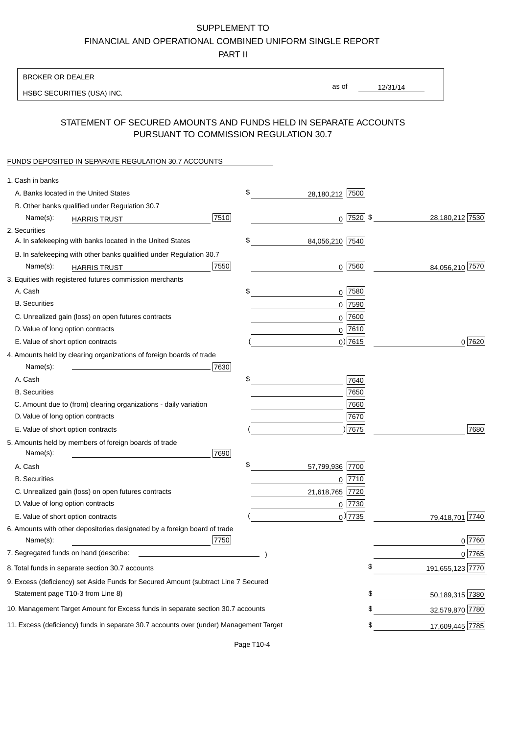# SUPPLEMENT TO
# FINANCIAL AND OPERATIONAL COMBINED UNIFORM SINGLE REPORT
# PART II

BROKER OR DEALER

HSBC SECURITIES (USA) INC.

as of 12/31/14

## STATEMENT OF SECURED AMOUNTS AND FUNDS HELD IN SEPARATE ACCOUNTS PURSUANT TO COMMISSION REGULATION 30.7

FUNDS DEPOSITED IN SEPARATE REGULATION 30.7 ACCOUNTS

| | | | | |
|---|---|---|---|---|
| 1. Cash in banks | | | | |
| A. Banks located in the United States | | $ 28,180,212 [7500] | | |
| B. Other banks qualified under Regulation 30.7 | | | | |
| Name(s): HARRIS TRUST | [7510] | 0 [7520] | $ | 28,180,212 [7530] |
| 2. Securities | | | | |
| A. In safekeeping with banks located in the United States | | $ 84,056,210 [7540] | | |
| B. In safekeeping with other banks qualified under Regulation 30.7 | | | | |
| Name(s): HARRIS TRUST | [7550] | 0 [7560] | | 84,056,210 [7570] |
| 3. Equities with registered futures commission merchants | | | | |
| A. Cash | | $ 0 [7580] | | |
| B. Securities | | 0 [7590] | | |
| C. Unrealized gain (loss) on open futures contracts | | 0 [7600] | | |
| D. Value of long option contracts | | 0 [7610] | | |
| E. Value of short option contracts | | ( 0 ) [7615] | | 0 [7620] |
| 4. Amounts held by clearing organizations of foreign boards of trade | | | | |
| Name(s): | [7630] | | | |
| A. Cash | | $ [7640] | | |
| B. Securities | | [7650] | | |
| C. Amount due to (from) clearing organizations - daily variation | | [7660] | | |
| D. Value of long option contracts | | [7670] | | |
| E. Value of short option contracts | | ( ) [7675] | | [7680] |
| 5. Amounts held by members of foreign boards of trade | | | | |
| Name(s): | [7690] | | | |
| A. Cash | | $ 57,799,936 [7700] | | |
| B. Securities | | 0 [7710] | | |
| C. Unrealized gain (loss) on open futures contracts | | 21,618,765 [7720] | | |
| D. Value of long option contracts | | 0 [7730] | | |
| E. Value of short option contracts | | ( 0 ) [7735] | | 79,418,701 [7740] |
| 6. Amounts with other depositories designated by a foreign board of trade | | | | |
| Name(s): | [7750] | | | 0 [7760] |
| 7. Segregated funds on hand (describe: ) | | | | 0 [7765] |
| 8. Total funds in separate section 30.7 accounts | | | $ | 191,655,123 [7770] |
| 9. Excess (deficiency) set Aside Funds for Secured Amount (subtract Line 7 Secured Statement page T10-3 from Line 8) | | | $ | 50,189,315 [7380] |
| 10. Management Target Amount for Excess funds in separate section 30.7 accounts | | | $ | 32,579,870 [7780] |
| 11. Excess (deficiency) funds in separate 30.7 accounts over (under) Management Target | | | $ | 17,609,445 [7785] |

Page T10-4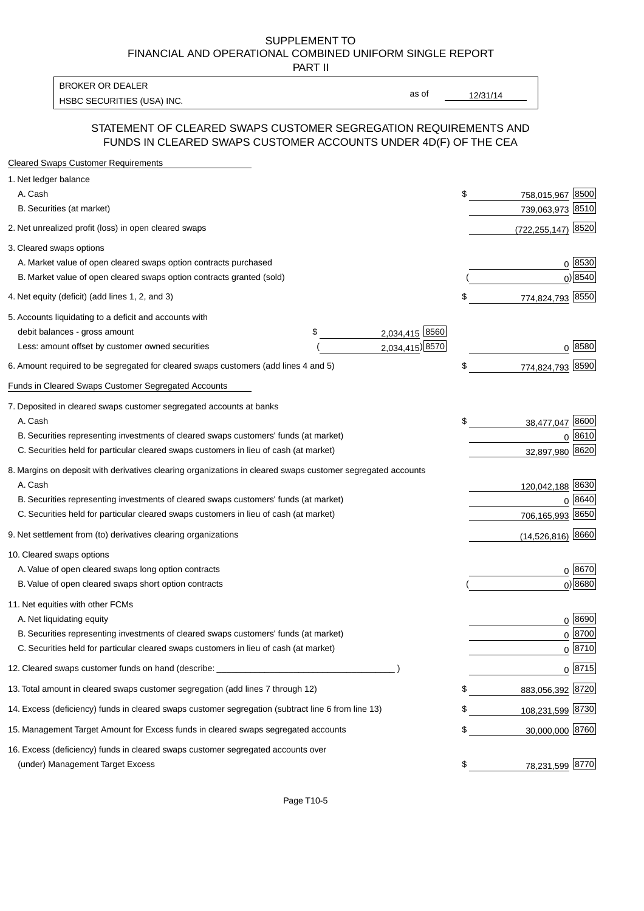SUPPLEMENT TO
FINANCIAL AND OPERATIONAL COMBINED UNIFORM SINGLE REPORT
PART II

| BROKER OR DEALER | | |
|---|---|---|
| HSBC SECURITIES (USA) INC. | as of | 12/31/14 |

## STATEMENT OF CLEARED SWAPS CUSTOMER SEGREGATION REQUIREMENTS AND FUNDS IN CLEARED SWAPS CUSTOMER ACCOUNTS UNDER 4D(F) OF THE CEA

| | | | | |
|---|---|---|---|---|
| **Cleared Swaps Customer Requirements** | | | | |
| 1. Net ledger balance | | | | |
| A. Cash | | | $ 758,015,967 | 8500 |
| B. Securities (at market) | | | 739,063,973 | 8510 |
| 2. Net unrealized profit (loss) in open cleared swaps | | | (722,255,147) | 8520 |
| 3. Cleared swaps options | | | | |
| A. Market value of open cleared swaps option contracts purchased | | | 0 | 8530 |
| B. Market value of open cleared swaps option contracts granted (sold) | | | ( 0) | 8540 |
| 4. Net equity (deficit) (add lines 1, 2, and 3) | | | $ 774,824,793 | 8550 |
| 5. Accounts liquidating to a deficit and accounts with debit balances - gross amount | $ 2,034,415 | 8560 | | |
| Less: amount offset by customer owned securities | ( 2,034,415) | 8570 | 0 | 8580 |
| 6. Amount required to be segregated for cleared swaps customers (add lines 4 and 5) | | | $ 774,824,793 | 8590 |
| **Funds in Cleared Swaps Customer Segregated Accounts** | | | | |
| 7. Deposited in cleared swaps customer segregated accounts at banks | | | | |
| A. Cash | | | $ 38,477,047 | 8600 |
| B. Securities representing investments of cleared swaps customers' funds (at market) | | | 0 | 8610 |
| C. Securities held for particular cleared swaps customers in lieu of cash (at market) | | | 32,897,980 | 8620 |
| 8. Margins on deposit with derivatives clearing organizations in cleared swaps customer segregated accounts | | | | |
| A. Cash | | | 120,042,188 | 8630 |
| B. Securities representing investments of cleared swaps customers' funds (at market) | | | 0 | 8640 |
| C. Securities held for particular cleared swaps customers in lieu of cash (at market) | | | 706,165,993 | 8650 |
| 9. Net settlement from (to) derivatives clearing organizations | | | (14,526,816) | 8660 |
| 10. Cleared swaps options | | | | |
| A. Value of open cleared swaps long option contracts | | | 0 | 8670 |
| B. Value of open cleared swaps short option contracts | | | ( 0) | 8680 |
| 11. Net equities with other FCMs | | | | |
| A. Net liquidating equity | | | 0 | 8690 |
| B. Securities representing investments of cleared swaps customers' funds (at market) | | | 0 | 8700 |
| C. Securities held for particular cleared swaps customers in lieu of cash (at market) | | | 0 | 8710 |
| 12. Cleared swaps customer funds on hand (describe: ______ ) | | | 0 | 8715 |
| 13. Total amount in cleared swaps customer segregation (add lines 7 through 12) | | | $ 883,056,392 | 8720 |
| 14. Excess (deficiency) funds in cleared swaps customer segregation (subtract line 6 from line 13) | | | $ 108,231,599 | 8730 |
| 15. Management Target Amount for Excess funds in cleared swaps segregated accounts | | | $ 30,000,000 | 8760 |
| 16. Excess (deficiency) funds in cleared swaps customer segregated accounts over (under) Management Target Excess | | | $ 78,231,599 | 8770 |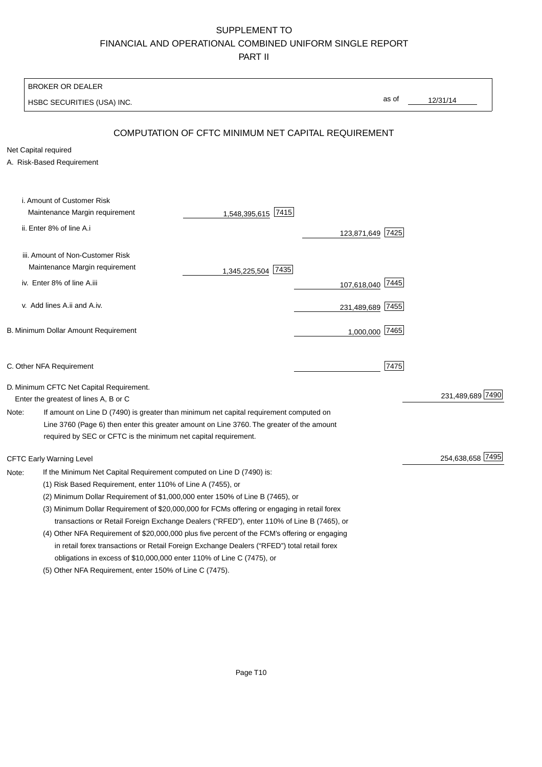# SUPPLEMENT TO
# FINANCIAL AND OPERATIONAL COMBINED UNIFORM SINGLE REPORT
# PART II

BROKER OR DEALER

HSBC SECURITIES (USA) INC. as of 12/31/14

## COMPUTATION OF CFTC MINIMUM NET CAPITAL REQUIREMENT

Net Capital required

A. Risk-Based Requirement

| | | | |
|---|---|---|---|
| i. Amount of Customer Risk Maintenance Margin requirement | 1,548,395,615 [7415] | | |
| ii. Enter 8% of line A.i | | 123,871,649 [7425] | |
| iii. Amount of Non-Customer Risk Maintenance Margin requirement | 1,345,225,504 [7435] | | |
| iv. Enter 8% of line A.iii | | 107,618,040 [7445] | |
| v. Add lines A.ii and A.iv. | | 231,489,689 [7455] | |
| B. Minimum Dollar Amount Requirement | | 1,000,000 [7465] | |
| C. Other NFA Requirement | | [7475] | |
| D. Minimum CFTC Net Capital Requirement. Enter the greatest of lines A, B or C | | | 231,489,689 [7490] |

Note: If amount on Line D (7490) is greater than minimum net capital requirement computed on Line 3760 (Page 6) then enter this greater amount on Line 3760. The greater of the amount required by SEC or CFTC is the minimum net capital requirement.

CFTC Early Warning Level 254,638,658 [7495]

Note: If the Minimum Net Capital Requirement computed on Line D (7490) is:

(1) Risk Based Requirement, enter 110% of Line A (7455), or

(2) Minimum Dollar Requirement of $1,000,000 enter 150% of Line B (7465), or

(3) Minimum Dollar Requirement of $20,000,000 for FCMs offering or engaging in retail forex transactions or Retail Foreign Exchange Dealers ("RFED"), enter 110% of Line B (7465), or

(4) Other NFA Requirement of $20,000,000 plus five percent of the FCM's offering or engaging in retail forex transactions or Retail Foreign Exchange Dealers ("RFED") total retail forex obligations in excess of $10,000,000 enter 110% of Line C (7475), or

(5) Other NFA Requirement, enter 150% of Line C (7475).